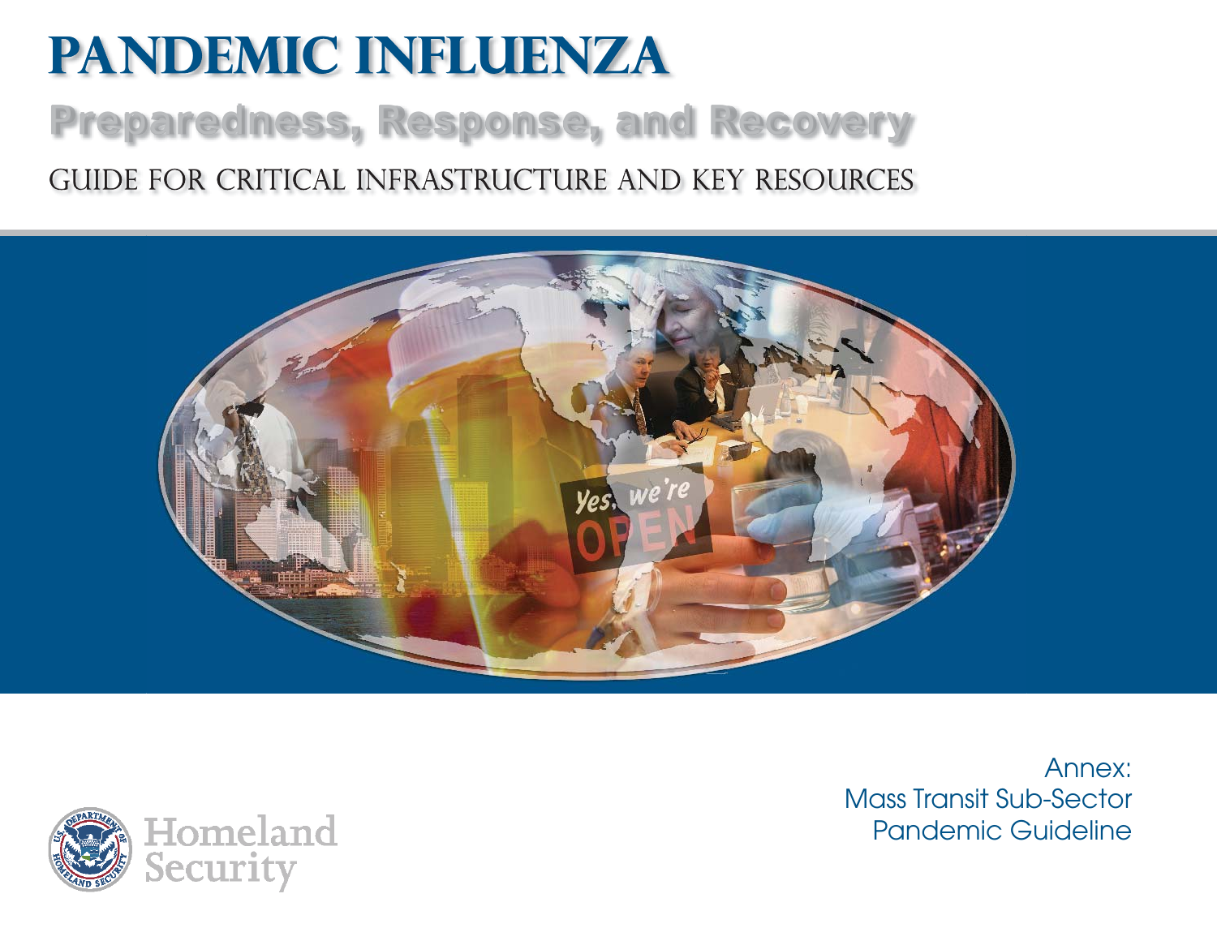# PANDEMIC INFLUENZA

## Preparedness, Response, and Recovery

### GUIDE FOR CRITICAL INFRASTRUCTURE AND KEY RESOURCES

Annex:
Mass Transit Sub-Sector
Pandemic Guideline

Homeland Security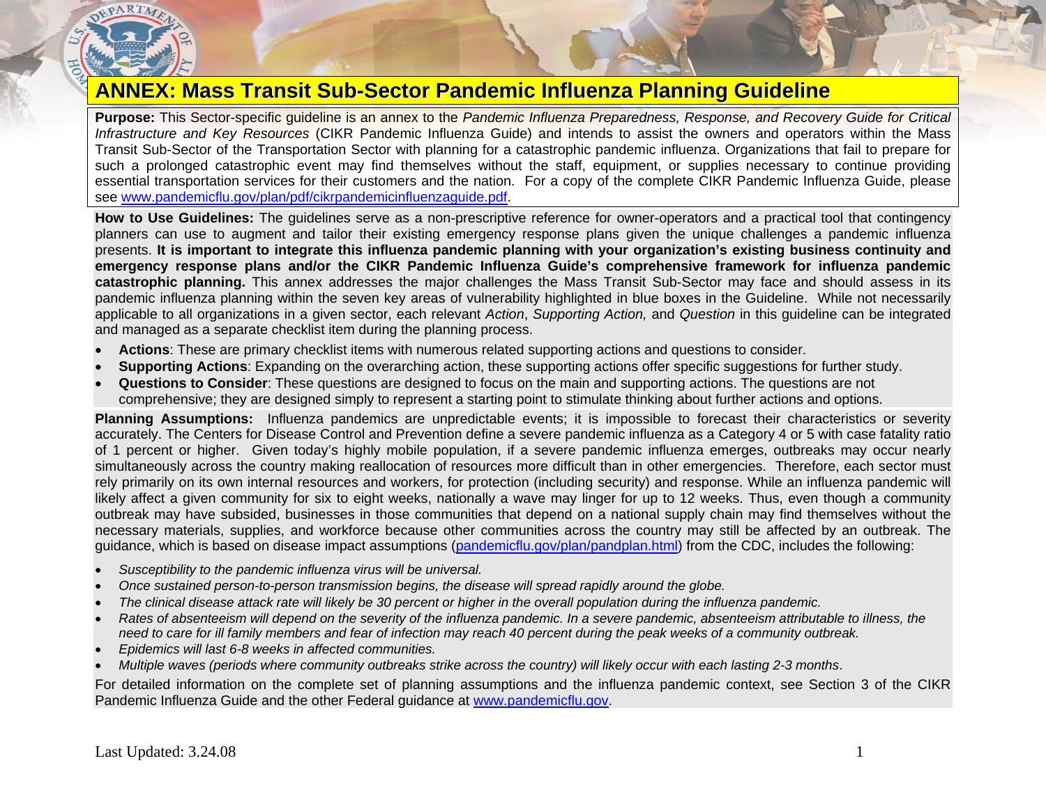# ANNEX: Mass Transit Sub-Sector Pandemic Influenza Planning Guideline

**Purpose:** This Sector-specific guideline is an annex to the *Pandemic Influenza Preparedness, Response, and Recovery Guide for Critical Infrastructure and Key Resources* (CIKR Pandemic Influenza Guide) and intends to assist the owners and operators within the Mass Transit Sub-Sector of the Transportation Sector with planning for a catastrophic pandemic influenza. Organizations that fail to prepare for such a prolonged catastrophic event may find themselves without the staff, equipment, or supplies necessary to continue providing essential transportation services for their customers and the nation. For a copy of the complete CIKR Pandemic Influenza Guide, please see www.pandemicflu.gov/plan/pdf/cikrpandemicinfluenzaguide.pdf.

**How to Use Guidelines:** The guidelines serve as a non-prescriptive reference for owner-operators and a practical tool that contingency planners can use to augment and tailor their existing emergency response plans given the unique challenges a pandemic influenza presents. **It is important to integrate this influenza pandemic planning with your organization's existing business continuity and emergency response plans and/or the CIKR Pandemic Influenza Guide's comprehensive framework for influenza pandemic catastrophic planning.** This annex addresses the major challenges the Mass Transit Sub-Sector may face and should assess in its pandemic influenza planning within the seven key areas of vulnerability highlighted in blue boxes in the Guideline. While not necessarily applicable to all organizations in a given sector, each relevant *Action*, *Supporting Action,* and *Question* in this guideline can be integrated and managed as a separate checklist item during the planning process.

- **Actions**: These are primary checklist items with numerous related supporting actions and questions to consider.
- **Supporting Actions**: Expanding on the overarching action, these supporting actions offer specific suggestions for further study.
- **Questions to Consider**: These questions are designed to focus on the main and supporting actions. The questions are not comprehensive; they are designed simply to represent a starting point to stimulate thinking about further actions and options.

**Planning Assumptions:** Influenza pandemics are unpredictable events; it is impossible to forecast their characteristics or severity accurately. The Centers for Disease Control and Prevention define a severe pandemic influenza as a Category 4 or 5 with case fatality ratio of 1 percent or higher. Given today's highly mobile population, if a severe pandemic influenza emerges, outbreaks may occur nearly simultaneously across the country making reallocation of resources more difficult than in other emergencies. Therefore, each sector must rely primarily on its own internal resources and workers, for protection (including security) and response. While an influenza pandemic will likely affect a given community for six to eight weeks, nationally a wave may linger for up to 12 weeks. Thus, even though a community outbreak may have subsided, businesses in those communities that depend on a national supply chain may find themselves without the necessary materials, supplies, and workforce because other communities across the country may still be affected by an outbreak. The guidance, which is based on disease impact assumptions (pandemicflu.gov/plan/pandplan.html) from the CDC, includes the following:

- *Susceptibility to the pandemic influenza virus will be universal.*
- *Once sustained person-to-person transmission begins, the disease will spread rapidly around the globe.*
- *The clinical disease attack rate will likely be 30 percent or higher in the overall population during the influenza pandemic.*
- *Rates of absenteeism will depend on the severity of the influenza pandemic. In a severe pandemic, absenteeism attributable to illness, the need to care for ill family members and fear of infection may reach 40 percent during the peak weeks of a community outbreak.*
- *Epidemics will last 6-8 weeks in affected communities.*
- *Multiple waves (periods where community outbreaks strike across the country) will likely occur with each lasting 2-3 months*.

For detailed information on the complete set of planning assumptions and the influenza pandemic context, see Section 3 of the CIKR Pandemic Influenza Guide and the other Federal guidance at www.pandemicflu.gov.

Last Updated: 3.24.08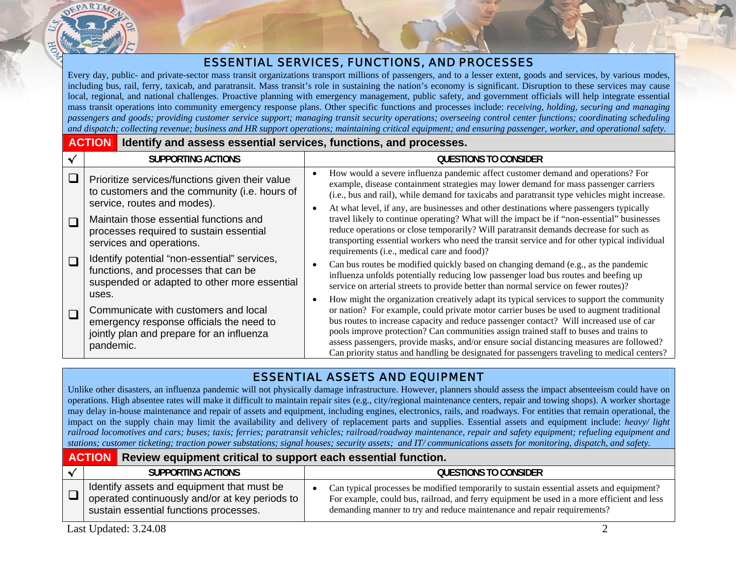## ESSENTIAL SERVICES, FUNCTIONS, AND PROCESSES

Every day, public- and private-sector mass transit organizations transport millions of passengers, and to a lesser extent, goods and services, by various modes, including bus, rail, ferry, taxicab, and paratransit. Mass transit's role in sustaining the nation's economy is significant. Disruption to these services may cause local, regional, and national challenges. Proactive planning with emergency management, public safety, and government officials will help integrate essential mass transit operations into community emergency response plans. Other specific functions and processes include: *receiving, holding, securing and managing passengers and goods; providing customer service support; managing transit security operations; overseeing control center functions; coordinating scheduling and dispatch; collecting revenue; business and HR support operations; maintaining critical equipment; and ensuring passenger, worker, and operational safety.*

**ACTION** **Identify and assess essential services, functions, and processes.**

| √ | SUPPORTING ACTIONS | QUESTIONS TO CONSIDER |
|---|---|---|
| ❑ | Prioritize services/functions given their value to customers and the community (i.e. hours of service, routes and modes). | • How would a severe influenza pandemic affect customer demand and operations? For example, disease containment strategies may lower demand for mass passenger carriers (i.e., bus and rail), while demand for taxicabs and paratransit type vehicles might increase. |
| ❑ | Maintain those essential functions and processes required to sustain essential services and operations. | • At what level, if any, are businesses and other destinations where passengers typically travel likely to continue operating? What will the impact be if "non-essential" businesses reduce operations or close temporarily? Will paratransit demands decrease for such as transporting essential workers who need the transit service and for other typical individual requirements (i.e., medical care and food)? |
| ❑ | Identify potential "non-essential" services, functions, and processes that can be suspended or adapted to other more essential uses. | • Can bus routes be modified quickly based on changing demand (e.g., as the pandemic influenza unfolds potentially reducing low passenger load bus routes and beefing up service on arterial streets to provide better than normal service on fewer routes)? |
| ❑ | Communicate with customers and local emergency response officials the need to jointly plan and prepare for an influenza pandemic. | • How might the organization creatively adapt its typical services to support the community or nation? For example, could private motor carrier buses be used to augment traditional bus routes to increase capacity and reduce passenger contact? Will increased use of car pools improve protection? Can communities assign trained staff to buses and trains to assess passengers, provide masks, and/or ensure social distancing measures are followed? Can priority status and handling be designated for passengers traveling to medical centers? |

## ESSENTIAL ASSETS AND EQUIPMENT

Unlike other disasters, an influenza pandemic will not physically damage infrastructure. However, planners should assess the impact absenteeism could have on operations. High absentee rates will make it difficult to maintain repair sites (e.g., city/regional maintenance centers, repair and towing shops). A worker shortage may delay in-house maintenance and repair of assets and equipment, including engines, electronics, rails, and roadways. For entities that remain operational, the impact on the supply chain may limit the availability and delivery of replacement parts and supplies. Essential assets and equipment include: *heavy/ light railroad locomotives and cars; buses; taxis; ferries; paratransit vehicles; railroad/roadway maintenance, repair and safety equipment; refueling equipment and stations; customer ticketing; traction power substations; signal houses; security assets; and IT/ communications assets for monitoring, dispatch, and safety.*

**ACTION** **Review equipment critical to support each essential function.**

| √ | SUPPORTING ACTIONS | QUESTIONS TO CONSIDER |
|---|---|---|
| ❑ | Identify assets and equipment that must be operated continuously and/or at key periods to sustain essential functions processes. | • Can typical processes be modified temporarily to sustain essential assets and equipment? For example, could bus, railroad, and ferry equipment be used in a more efficient and less demanding manner to try and reduce maintenance and repair requirements? |

Last Updated: 3.24.08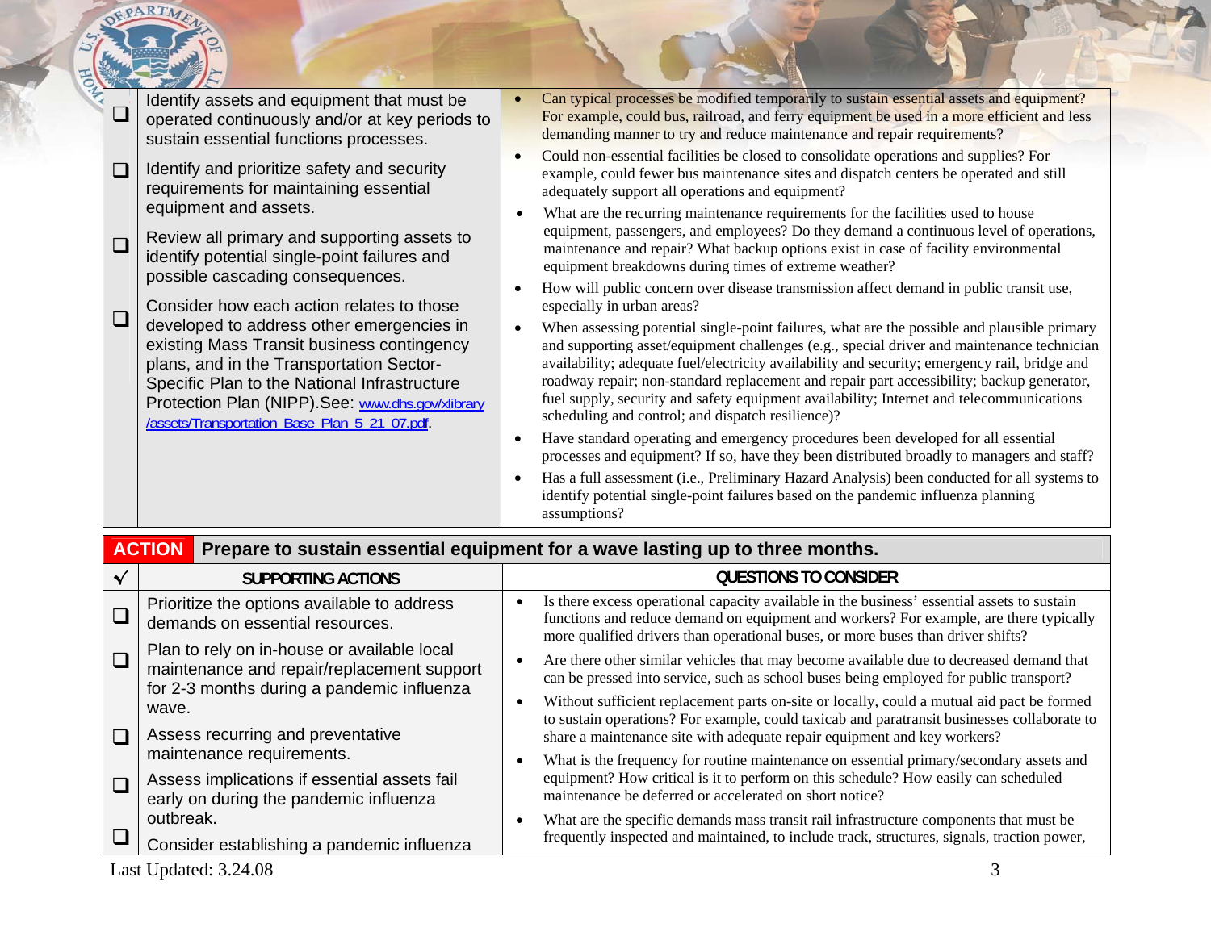| ✓ | SUPPORTING ACTIONS | QUESTIONS TO CONSIDER |
|---|---|---|
| ❑ | Identify assets and equipment that must be operated continuously and/or at key periods to sustain essential functions processes. | • Can typical processes be modified temporarily to sustain essential assets and equipment? For example, could bus, railroad, and ferry equipment be used in a more efficient and less demanding manner to try and reduce maintenance and repair requirements? |
| ❑ | Identify and prioritize safety and security requirements for maintaining essential equipment and assets. | • Could non-essential facilities be closed to consolidate operations and supplies? For example, could fewer bus maintenance sites and dispatch centers be operated and still adequately support all operations and equipment? |
| ❑ | Review all primary and supporting assets to identify potential single-point failures and possible cascading consequences. | • What are the recurring maintenance requirements for the facilities used to house equipment, passengers, and employees? Do they demand a continuous level of operations, maintenance and repair? What backup options exist in case of facility environmental equipment breakdowns during times of extreme weather? |
| ❑ | Consider how each action relates to those developed to address other emergencies in existing Mass Transit business contingency plans, and in the Transportation Sector-Specific Plan to the National Infrastructure Protection Plan (NIPP).See: www.dhs.gov/xlibrary /assets/Transportation_Base_Plan_5_21_07.pdf. | • How will public concern over disease transmission affect demand in public transit use, especially in urban areas?<br>• When assessing potential single-point failures, what are the possible and plausible primary and supporting asset/equipment challenges (e.g., special driver and maintenance technician availability; adequate fuel/electricity availability and security; emergency rail, bridge and roadway repair; non-standard replacement and repair part accessibility; backup generator, fuel supply, security and safety equipment availability; Internet and telecommunications scheduling and control; and dispatch resilience)?<br>• Have standard operating and emergency procedures been developed for all essential processes and equipment? If so, have they been distributed broadly to managers and staff?<br>• Has a full assessment (i.e., Preliminary Hazard Analysis) been conducted for all systems to identify potential single-point failures based on the pandemic influenza planning assumptions? |

**ACTION** **Prepare to sustain essential equipment for a wave lasting up to three months.**

| ✓ | SUPPORTING ACTIONS | QUESTIONS TO CONSIDER |
|---|---|---|
| ❑ | Prioritize the options available to address demands on essential resources. | • Is there excess operational capacity available in the business' essential assets to sustain functions and reduce demand on equipment and workers? For example, are there typically more qualified drivers than operational buses, or more buses than driver shifts? |
| ❑ | Plan to rely on in-house or available local maintenance and repair/replacement support for 2-3 months during a pandemic influenza wave. | • Are there other similar vehicles that may become available due to decreased demand that can be pressed into service, such as school buses being employed for public transport?<br>• Without sufficient replacement parts on-site or locally, could a mutual aid pact be formed to sustain operations? For example, could taxicab and paratransit businesses collaborate to share a maintenance site with adequate repair equipment and key workers? |
| ❑ | Assess recurring and preventative maintenance requirements. | • What is the frequency for routine maintenance on essential primary/secondary assets and equipment? How critical is it to perform on this schedule? How easily can scheduled maintenance be deferred or accelerated on short notice? |
| ❑ | Assess implications if essential assets fail early on during the pandemic influenza outbreak. | |
| ❑ | Consider establishing a pandemic influenza | • What are the specific demands mass transit rail infrastructure components that must be frequently inspected and maintained, to include track, structures, signals, traction power, |

Last Updated: 3.24.08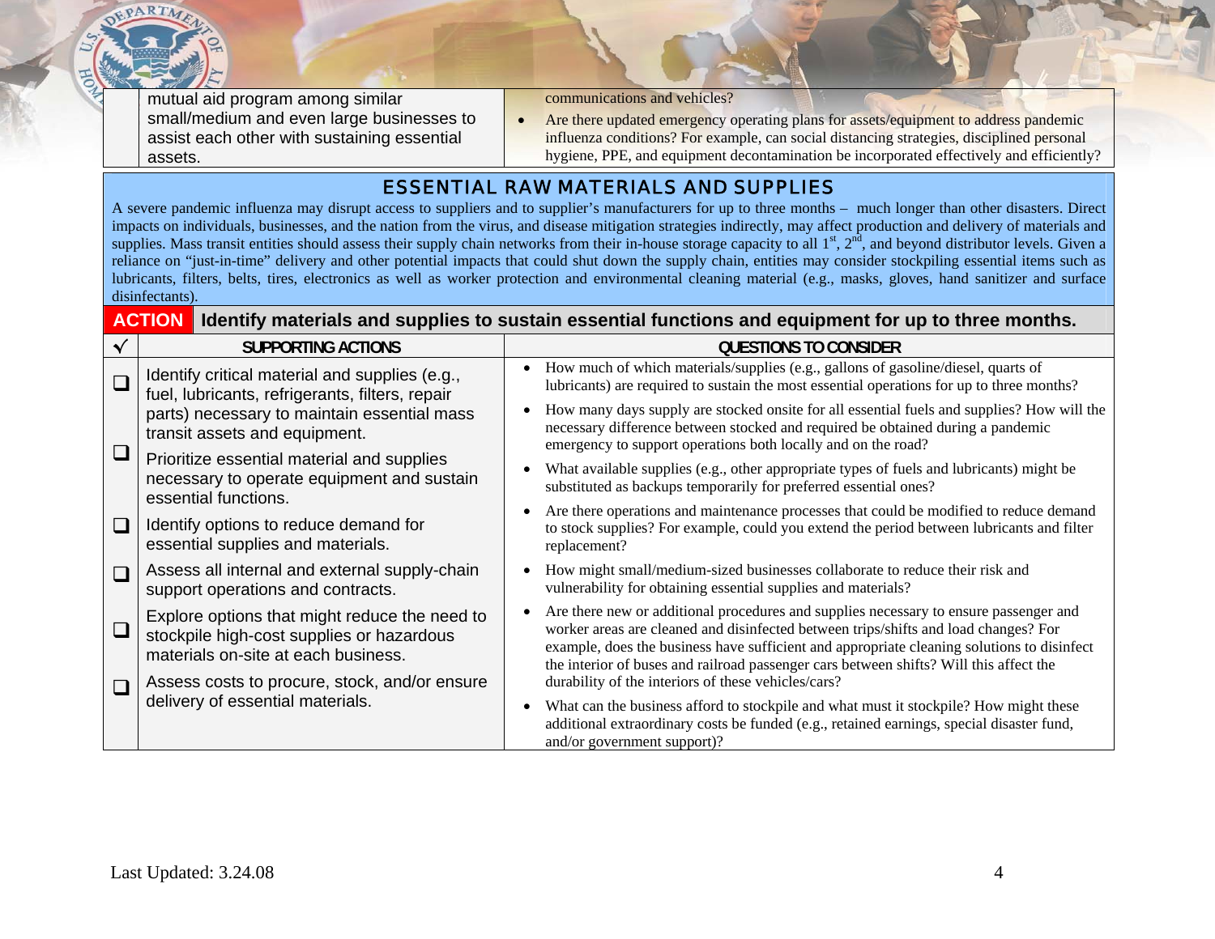| | | |
|---|---|---|
| | mutual aid program among similar small/medium and even large businesses to assist each other with sustaining essential assets. | communications and vehicles?<br>• Are there updated emergency operating plans for assets/equipment to address pandemic influenza conditions? For example, can social distancing strategies, disciplined personal hygiene, PPE, and equipment decontamination be incorporated effectively and efficiently? |

## ESSENTIAL RAW MATERIALS AND SUPPLIES

A severe pandemic influenza may disrupt access to suppliers and to supplier's manufacturers for up to three months – much longer than other disasters. Direct impacts on individuals, businesses, and the nation from the virus, and disease mitigation strategies indirectly, may affect production and delivery of materials and supplies. Mass transit entities should assess their supply chain networks from their in-house storage capacity to all 1st, 2nd, and beyond distributor levels. Given a reliance on "just-in-time" delivery and other potential impacts that could shut down the supply chain, entities may consider stockpiling essential items such as lubricants, filters, belts, tires, electronics as well as worker protection and environmental cleaning material (e.g., masks, gloves, hand sanitizer and surface disinfectants).

**ACTION** **Identify materials and supplies to sustain essential functions and equipment for up to three months.**

| √ | SUPPORTING ACTIONS | QUESTIONS TO CONSIDER |
|---|---|---|
| ❑ | Identify critical material and supplies (e.g., fuel, lubricants, refrigerants, filters, repair parts) necessary to maintain essential mass transit assets and equipment. | • How much of which materials/supplies (e.g., gallons of gasoline/diesel, quarts of lubricants) are required to sustain the most essential operations for up to three months?<br>• How many days supply are stocked onsite for all essential fuels and supplies? How will the necessary difference between stocked and required be obtained during a pandemic emergency to support operations both locally and on the road? |
| ❑ | Prioritize essential material and supplies necessary to operate equipment and sustain essential functions. | • What available supplies (e.g., other appropriate types of fuels and lubricants) might be substituted as backups temporarily for preferred essential ones? |
| ❑ | Identify options to reduce demand for essential supplies and materials. | • Are there operations and maintenance processes that could be modified to reduce demand to stock supplies? For example, could you extend the period between lubricants and filter replacement? |
| ❑ | Assess all internal and external supply-chain support operations and contracts. | • How might small/medium-sized businesses collaborate to reduce their risk and vulnerability for obtaining essential supplies and materials? |
| ❑ | Explore options that might reduce the need to stockpile high-cost supplies or hazardous materials on-site at each business. | • Are there new or additional procedures and supplies necessary to ensure passenger and worker areas are cleaned and disinfected between trips/shifts and load changes? For example, does the business have sufficient and appropriate cleaning solutions to disinfect the interior of buses and railroad passenger cars between shifts? Will this affect the durability of the interiors of these vehicles/cars? |
| ❑ | Assess costs to procure, stock, and/or ensure delivery of essential materials. | • What can the business afford to stockpile and what must it stockpile? How might these additional extraordinary costs be funded (e.g., retained earnings, special disaster fund, and/or government support)? |

Last Updated: 3.24.08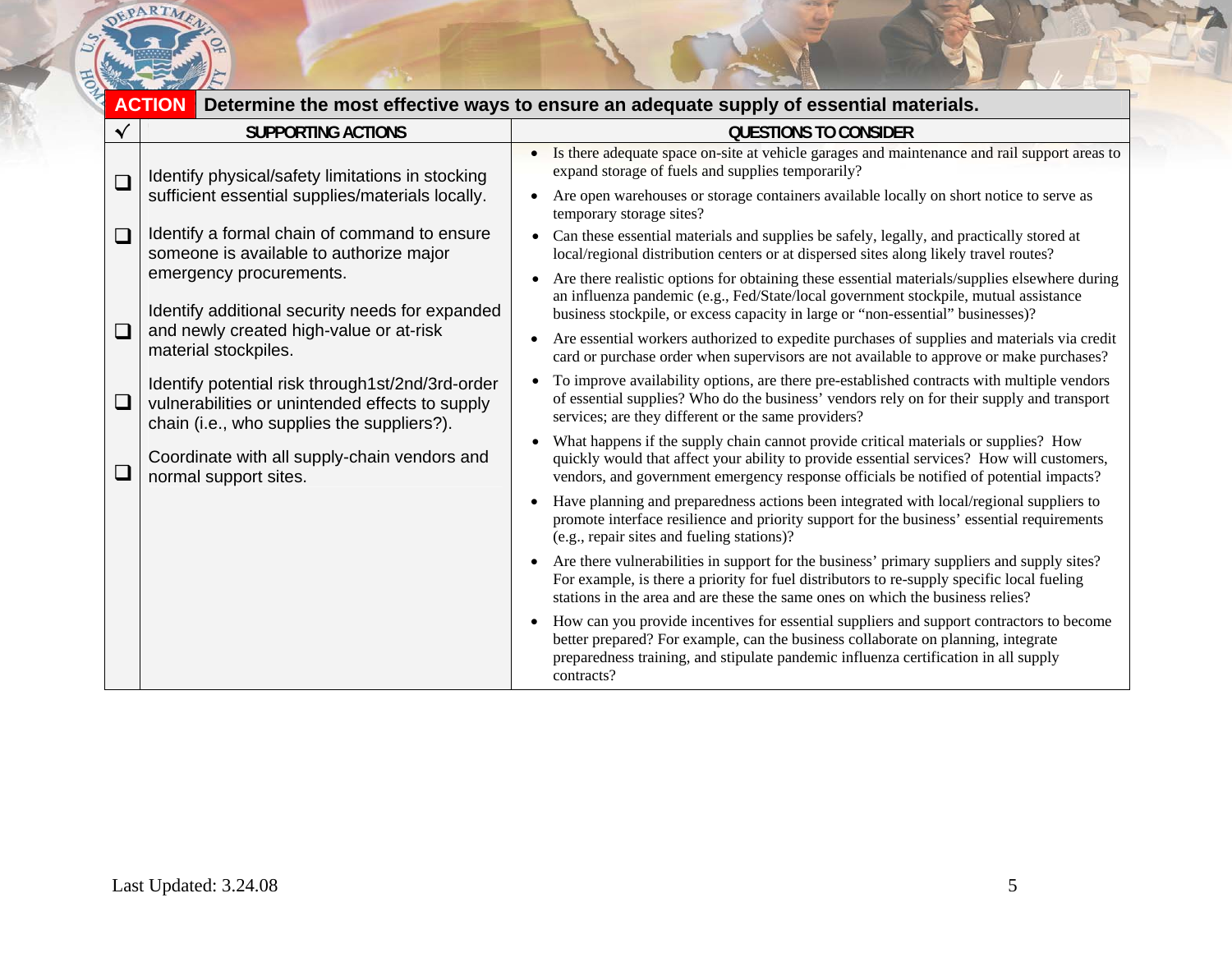**ACTION** Determine the most effective ways to ensure an adequate supply of essential materials.

| √ | SUPPORTING ACTIONS | QUESTIONS TO CONSIDER |
|---|---|---|
| ❑ | Identify physical/safety limitations in stocking sufficient essential supplies/materials locally. | • Is there adequate space on-site at vehicle garages and maintenance and rail support areas to expand storage of fuels and supplies temporarily?<br>• Are open warehouses or storage containers available locally on short notice to serve as temporary storage sites?<br>• Can these essential materials and supplies be safely, legally, and practically stored at local/regional distribution centers or at dispersed sites along likely travel routes? |
| ❑ | Identify a formal chain of command to ensure someone is available to authorize major emergency procurements. | • Are there realistic options for obtaining these essential materials/supplies elsewhere during an influenza pandemic (e.g., Fed/State/local government stockpile, mutual assistance business stockpile, or excess capacity in large or "non-essential" businesses)? |
| ❑ | Identify additional security needs for expanded and newly created high-value or at-risk material stockpiles. | • Are essential workers authorized to expedite purchases of supplies and materials via credit card or purchase order when supervisors are not available to approve or make purchases? |
| ❑ | Identify potential risk through1st/2nd/3rd-order vulnerabilities or unintended effects to supply chain (i.e., who supplies the suppliers?). | • To improve availability options, are there pre-established contracts with multiple vendors of essential supplies? Who do the business' vendors rely on for their supply and transport services; are they different or the same providers? |
| ❑ | Coordinate with all supply-chain vendors and normal support sites. | • What happens if the supply chain cannot provide critical materials or supplies? How quickly would that affect your ability to provide essential services? How will customers, vendors, and government emergency response officials be notified of potential impacts?<br>• Have planning and preparedness actions been integrated with local/regional suppliers to promote interface resilience and priority support for the business' essential requirements (e.g., repair sites and fueling stations)?<br>• Are there vulnerabilities in support for the business' primary suppliers and supply sites? For example, is there a priority for fuel distributors to re-supply specific local fueling stations in the area and are these the same ones on which the business relies?<br>• How can you provide incentives for essential suppliers and support contractors to become better prepared? For example, can the business collaborate on planning, integrate preparedness training, and stipulate pandemic influenza certification in all supply contracts? |

Last Updated: 3.24.08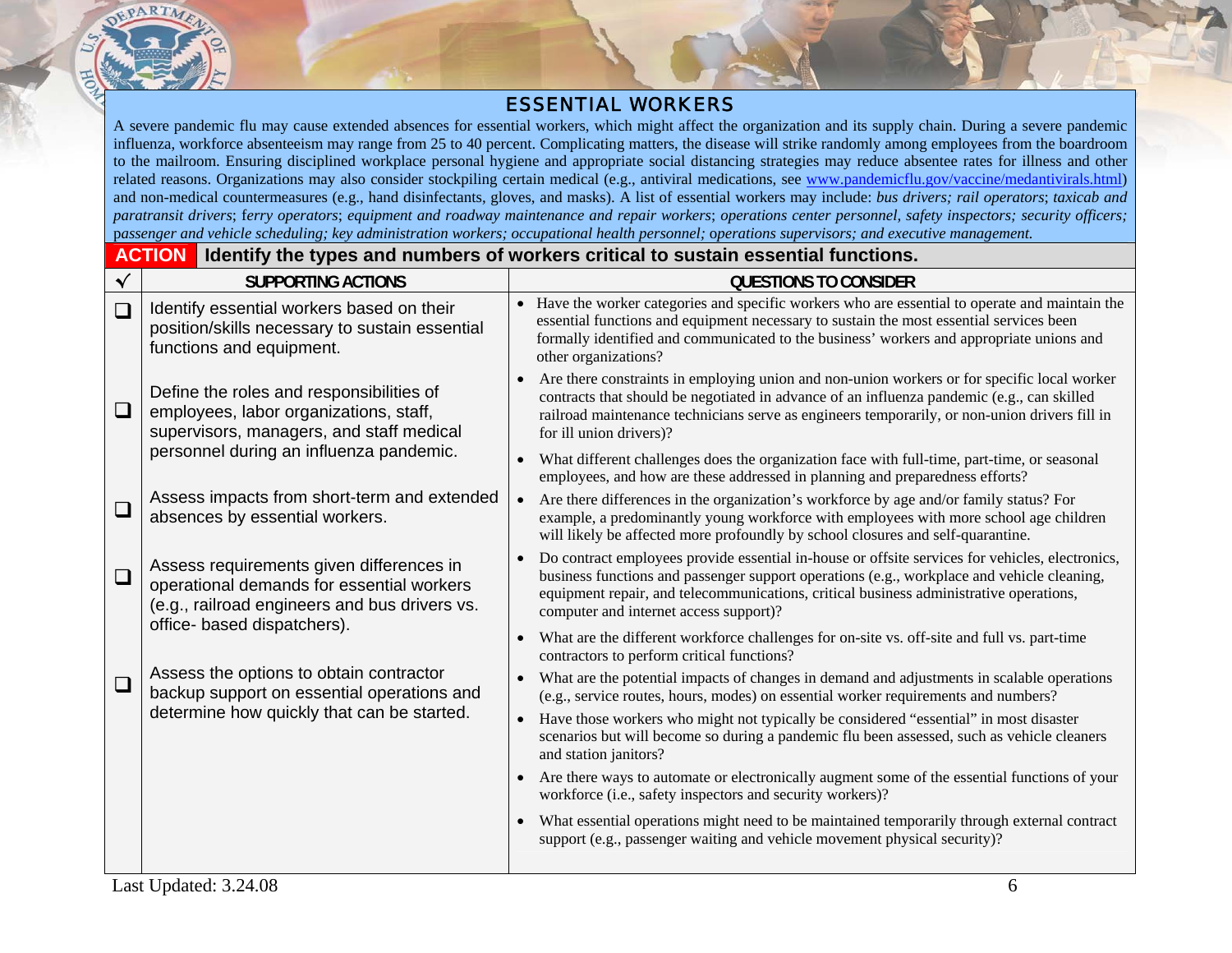## ESSENTIAL WORKERS

A severe pandemic flu may cause extended absences for essential workers, which might affect the organization and its supply chain. During a severe pandemic influenza, workforce absenteeism may range from 25 to 40 percent. Complicating matters, the disease will strike randomly among employees from the boardroom to the mailroom. Ensuring disciplined workplace personal hygiene and appropriate social distancing strategies may reduce absentee rates for illness and other related reasons. Organizations may also consider stockpiling certain medical (e.g., antiviral medications, see www.pandemicflu.gov/vaccine/medantivirals.html) and non-medical countermeasures (e.g., hand disinfectants, gloves, and masks). A list of essential workers may include: *bus drivers; rail operators*; *taxicab and paratransit drivers*; *ferry operators*; *equipment and roadway maintenance and repair workers*; *operations center personnel, safety inspectors; security officers; passenger and vehicle scheduling; key administration workers; occupational health personnel; operations supervisors; and executive management.*

**ACTION** **Identify the types and numbers of workers critical to sustain essential functions.**

| ✓ | SUPPORTING ACTIONS | QUESTIONS TO CONSIDER |
|---|---|---|
| ❑ | Identify essential workers based on their position/skills necessary to sustain essential functions and equipment. | • Have the worker categories and specific workers who are essential to operate and maintain the essential functions and equipment necessary to sustain the most essential services been formally identified and communicated to the business' workers and appropriate unions and other organizations? |
| ❑ | Define the roles and responsibilities of employees, labor organizations, staff, supervisors, managers, and staff medical personnel during an influenza pandemic. | • Are there constraints in employing union and non-union workers or for specific local worker contracts that should be negotiated in advance of an influenza pandemic (e.g., can skilled railroad maintenance technicians serve as engineers temporarily, or non-union drivers fill in for ill union drivers)? • What different challenges does the organization face with full-time, part-time, or seasonal employees, and how are these addressed in planning and preparedness efforts? |
| ❑ | Assess impacts from short-term and extended absences by essential workers. | • Are there differences in the organization's workforce by age and/or family status? For example, a predominantly young workforce with employees with more school age children will likely be affected more profoundly by school closures and self-quarantine. |
| ❑ | Assess requirements given differences in operational demands for essential workers (e.g., railroad engineers and bus drivers vs. office- based dispatchers). | • Do contract employees provide essential in-house or offsite services for vehicles, electronics, business functions and passenger support operations (e.g., workplace and vehicle cleaning, equipment repair, and telecommunications, critical business administrative operations, computer and internet access support)? • What are the different workforce challenges for on-site vs. off-site and full vs. part-time contractors to perform critical functions? |
| ❑ | Assess the options to obtain contractor backup support on essential operations and determine how quickly that can be started. | • What are the potential impacts of changes in demand and adjustments in scalable operations (e.g., service routes, hours, modes) on essential worker requirements and numbers? • Have those workers who might not typically be considered "essential" in most disaster scenarios but will become so during a pandemic flu been assessed, such as vehicle cleaners and station janitors? • Are there ways to automate or electronically augment some of the essential functions of your workforce (i.e., safety inspectors and security workers)? • What essential operations might need to be maintained temporarily through external contract support (e.g., passenger waiting and vehicle movement physical security)? |

Last Updated: 3.24.08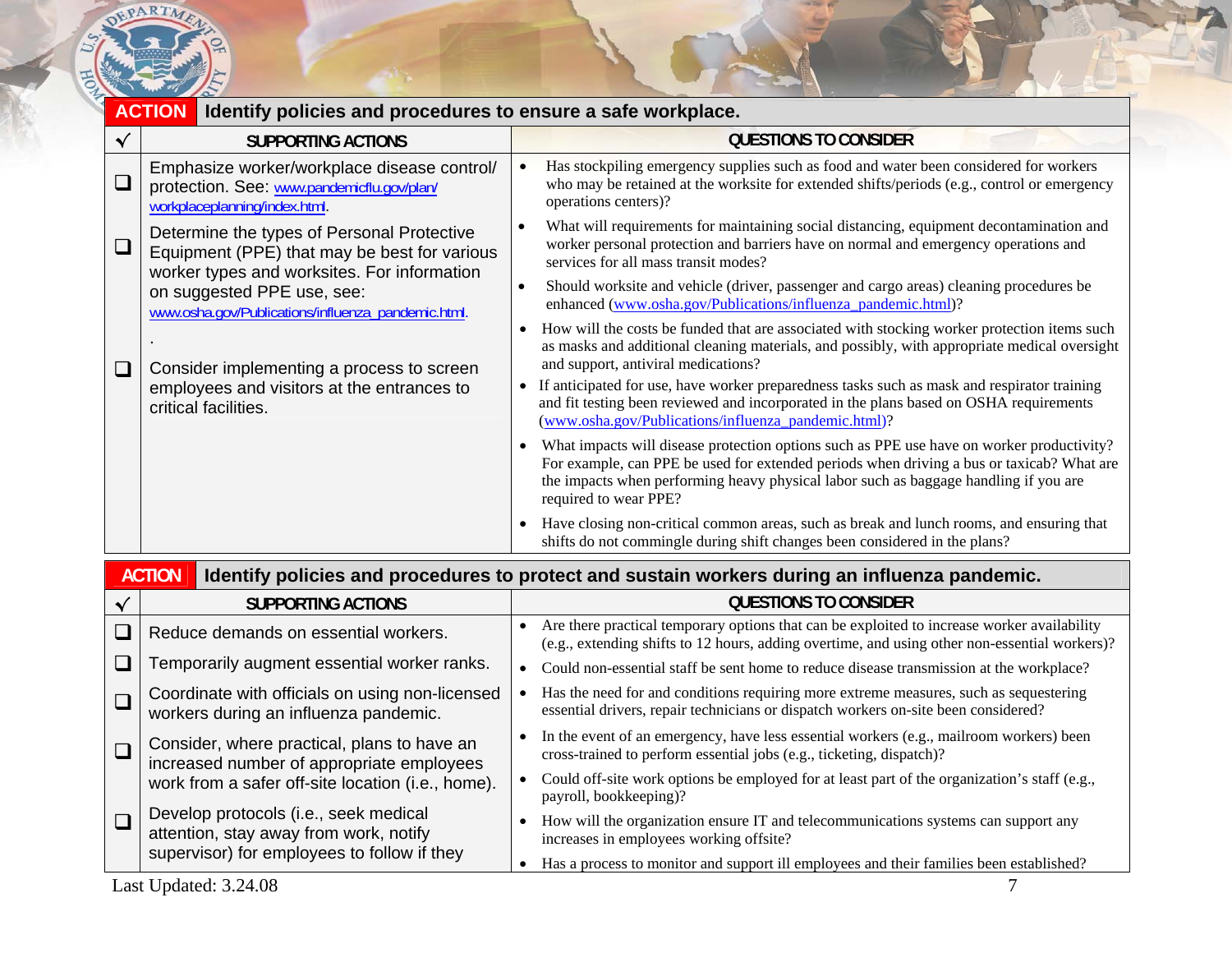## ACTION Identify policies and procedures to ensure a safe workplace.

| √ | SUPPORTING ACTIONS | QUESTIONS TO CONSIDER |
|---|---|---|
| ❑ | Emphasize worker/workplace disease control/ protection. See: www.pandemicflu.gov/plan/workplaceplanning/index.html. | • Has stockpiling emergency supplies such as food and water been considered for workers who may be retained at the worksite for extended shifts/periods (e.g., control or emergency operations centers)? |
| ❑ | Determine the types of Personal Protective Equipment (PPE) that may be best for various worker types and worksites. For information on suggested PPE use, see: www.osha.gov/Publications/influenza_pandemic.html. | • What will requirements for maintaining social distancing, equipment decontamination and worker personal protection and barriers have on normal and emergency operations and services for all mass transit modes?<br>• Should worksite and vehicle (driver, passenger and cargo areas) cleaning procedures be enhanced (www.osha.gov/Publications/influenza_pandemic.html)?<br>• How will the costs be funded that are associated with stocking worker protection items such as masks and additional cleaning materials, and possibly, with appropriate medical oversight and support, antiviral medications? |
| ❑ | Consider implementing a process to screen employees and visitors at the entrances to critical facilities. | • If anticipated for use, have worker preparedness tasks such as mask and respirator training and fit testing been reviewed and incorporated in the plans based on OSHA requirements (www.osha.gov/Publications/influenza_pandemic.html)?<br>• What impacts will disease protection options such as PPE use have on worker productivity? For example, can PPE be used for extended periods when driving a bus or taxicab? What are the impacts when performing heavy physical labor such as baggage handling if you are required to wear PPE?<br>• Have closing non-critical common areas, such as break and lunch rooms, and ensuring that shifts do not commingle during shift changes been considered in the plans? |

## ACTION Identify policies and procedures to protect and sustain workers during an influenza pandemic.

| √ | SUPPORTING ACTIONS | QUESTIONS TO CONSIDER |
|---|---|---|
| ❑ | Reduce demands on essential workers. | • Are there practical temporary options that can be exploited to increase worker availability (e.g., extending shifts to 12 hours, adding overtime, and using other non-essential workers)? |
| ❑ | Temporarily augment essential worker ranks. | • Could non-essential staff be sent home to reduce disease transmission at the workplace? |
| ❑ | Coordinate with officials on using non-licensed workers during an influenza pandemic. | • Has the need for and conditions requiring more extreme measures, such as sequestering essential drivers, repair technicians or dispatch workers on-site been considered? |
| ❑ | Consider, where practical, plans to have an increased number of appropriate employees work from a safer off-site location (i.e., home). | • In the event of an emergency, have less essential workers (e.g., mailroom workers) been cross-trained to perform essential jobs (e.g., ticketing, dispatch)?<br>• Could off-site work options be employed for at least part of the organization's staff (e.g., payroll, bookkeeping)? |
| ❑ | Develop protocols (i.e., seek medical attention, stay away from work, notify supervisor) for employees to follow if they | • How will the organization ensure IT and telecommunications systems can support any increases in employees working offsite?<br>• Has a process to monitor and support ill employees and their families been established? |

Last Updated: 3.24.08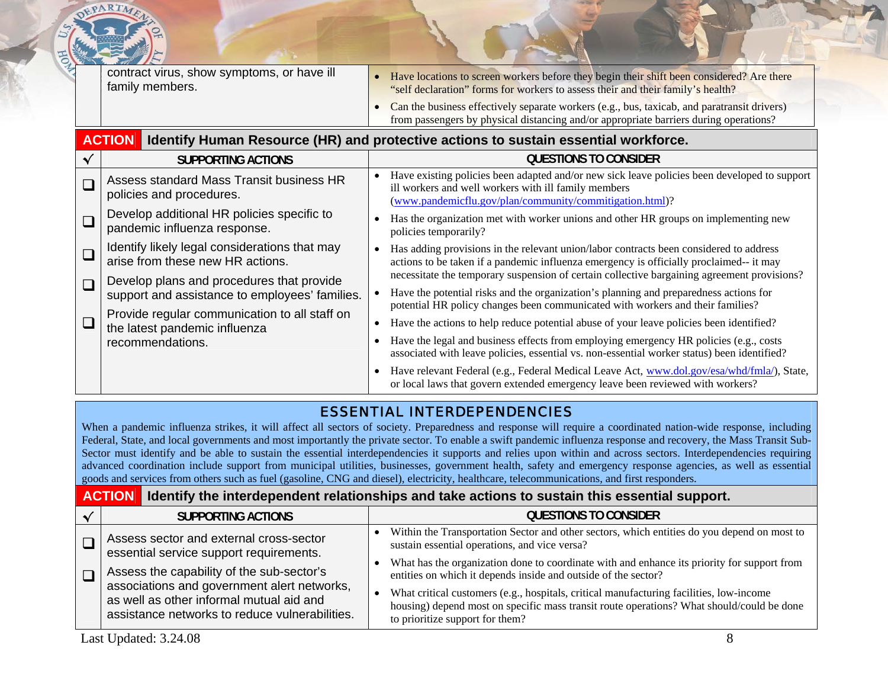| | contract virus, show symptoms, or have ill family members. | • Have locations to screen workers before they begin their shift been considered? Are there "self declaration" forms for workers to assess their and their family's health?<br>• Can the business effectively separate workers (e.g., bus, taxicab, and paratransit drivers) from passengers by physical distancing and/or appropriate barriers during operations? |
|---|---|---|

**ACTION** **Identify Human Resource (HR) and protective actions to sustain essential workforce.**

| √ | SUPPORTING ACTIONS | QUESTIONS TO CONSIDER |
|---|---|---|
| ❑ | Assess standard Mass Transit business HR policies and procedures. | • Have existing policies been adapted and/or new sick leave policies been developed to support ill workers and well workers with ill family members (www.pandemicflu.gov/plan/community/commitigation.html)? |
| ❑ | Develop additional HR policies specific to pandemic influenza response. | • Has the organization met with worker unions and other HR groups on implementing new policies temporarily? |
| ❑ | Identify likely legal considerations that may arise from these new HR actions. | • Has adding provisions in the relevant union/labor contracts been considered to address actions to be taken if a pandemic influenza emergency is officially proclaimed-- it may necessitate the temporary suspension of certain collective bargaining agreement provisions? |
| ❑ | Develop plans and procedures that provide support and assistance to employees' families. | • Have the potential risks and the organization's planning and preparedness actions for potential HR policy changes been communicated with workers and their families? |
| ❑ | Provide regular communication to all staff on the latest pandemic influenza recommendations. | • Have the actions to help reduce potential abuse of your leave policies been identified?<br>• Have the legal and business effects from employing emergency HR policies (e.g., costs associated with leave policies, essential vs. non-essential worker status) been identified?<br>• Have relevant Federal (e.g., Federal Medical Leave Act, www.dol.gov/esa/whd/fmla/), State, or local laws that govern extended emergency leave been reviewed with workers? |

## ESSENTIAL INTERDEPENDENCIES

When a pandemic influenza strikes, it will affect all sectors of society. Preparedness and response will require a coordinated nation-wide response, including Federal, State, and local governments and most importantly the private sector. To enable a swift pandemic influenza response and recovery, the Mass Transit Sub-Sector must identify and be able to sustain the essential interdependencies it supports and relies upon within and across sectors. Interdependencies requiring advanced coordination include support from municipal utilities, businesses, government health, safety and emergency response agencies, as well as essential goods and services from others such as fuel (gasoline, CNG and diesel), electricity, healthcare, telecommunications, and first responders.

**ACTION** **Identify the interdependent relationships and take actions to sustain this essential support.**

| √ | SUPPORTING ACTIONS | QUESTIONS TO CONSIDER |
|---|---|---|
| ❑ | Assess sector and external cross-sector essential service support requirements. | • Within the Transportation Sector and other sectors, which entities do you depend on most to sustain essential operations, and vice versa?<br>• What has the organization done to coordinate with and enhance its priority for support from entities on which it depends inside and outside of the sector? |
| ❑ | Assess the capability of the sub-sector's associations and government alert networks, as well as other informal mutual aid and assistance networks to reduce vulnerabilities. | • What critical customers (e.g., hospitals, critical manufacturing facilities, low-income housing) depend most on specific mass transit route operations? What should/could be done to prioritize support for them? |

Last Updated: 3.24.08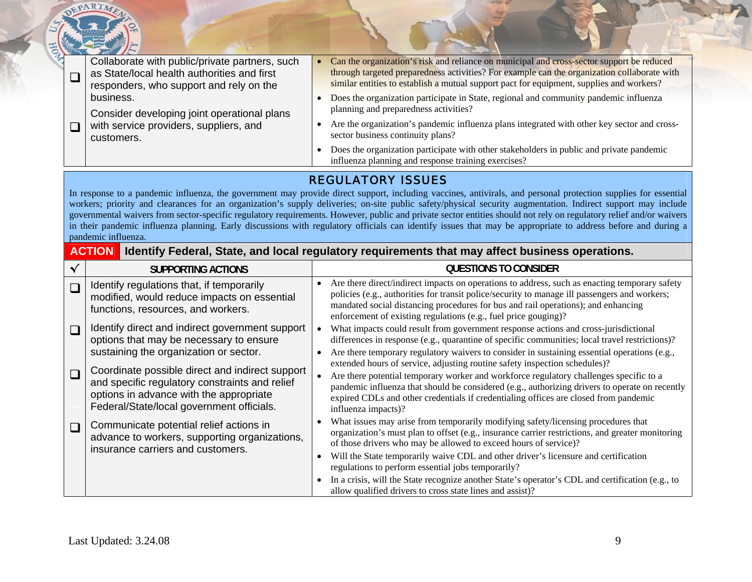| | | |
|---|---|---|
| ❑ | Collaborate with public/private partners, such as State/local health authorities and first responders, who support and rely on the business. | • Can the organization's risk and reliance on municipal and cross-sector support be reduced through targeted preparedness activities? For example can the organization collaborate with similar entities to establish a mutual support pact for equipment, supplies and workers?<br>• Does the organization participate in State, regional and community pandemic influenza planning and preparedness activities?<br>• Are the organization's pandemic influenza plans integrated with other key sector and cross-sector business continuity plans?<br>• Does the organization participate with other stakeholders in public and private pandemic influenza planning and response training exercises? |
| ❑ | Consider developing joint operational plans with service providers, suppliers, and customers. | |

## REGULATORY ISSUES

In response to a pandemic influenza, the government may provide direct support, including vaccines, antivirals, and personal protection supplies for essential workers; priority and clearances for an organization's supply deliveries; on-site public safety/physical security augmentation. Indirect support may include governmental waivers from sector-specific regulatory requirements. However, public and private sector entities should not rely on regulatory relief and/or waivers in their pandemic influenza planning. Early discussions with regulatory officials can identify issues that may be appropriate to address before and during a pandemic influenza.

**ACTION** **Identify Federal, State, and local regulatory requirements that may affect business operations.**

| √ | SUPPORTING ACTIONS | QUESTIONS TO CONSIDER |
|---|---|---|
| ❑ | Identify regulations that, if temporarily modified, would reduce impacts on essential functions, resources, and workers. | • Are there direct/indirect impacts on operations to address, such as enacting temporary safety policies (e.g., authorities for transit police/security to manage ill passengers and workers; mandated social distancing procedures for bus and rail operations); and enhancing enforcement of existing regulations (e.g., fuel price gouging)?<br>• What impacts could result from government response actions and cross-jurisdictional differences in response (e.g., quarantine of specific communities; local travel restrictions)?<br>• Are there temporary regulatory waivers to consider in sustaining essential operations (e.g., extended hours of service, adjusting routine safety inspection schedules)?<br>• Are there potential temporary worker and workforce regulatory challenges specific to a pandemic influenza that should be considered (e.g., authorizing drivers to operate on recently expired CDLs and other credentials if credentialing offices are closed from pandemic influenza impacts)?<br>• What issues may arise from temporarily modifying safety/licensing procedures that organization's must plan to offset (e.g., insurance carrier restrictions, and greater monitoring of those drivers who may be allowed to exceed hours of service)?<br>• Will the State temporarily waive CDL and other driver's licensure and certification regulations to perform essential jobs temporarily?<br>• In a crisis, will the State recognize another State's operator's CDL and certification (e.g., to allow qualified drivers to cross state lines and assist)? |
| ❑ | Identify direct and indirect government support options that may be necessary to ensure sustaining the organization or sector. | |
| ❑ | Coordinate possible direct and indirect support and specific regulatory constraints and relief options in advance with the appropriate Federal/State/local government officials. | |
| ❑ | Communicate potential relief actions in advance to workers, supporting organizations, insurance carriers and customers. | |

Last Updated: 3.24.08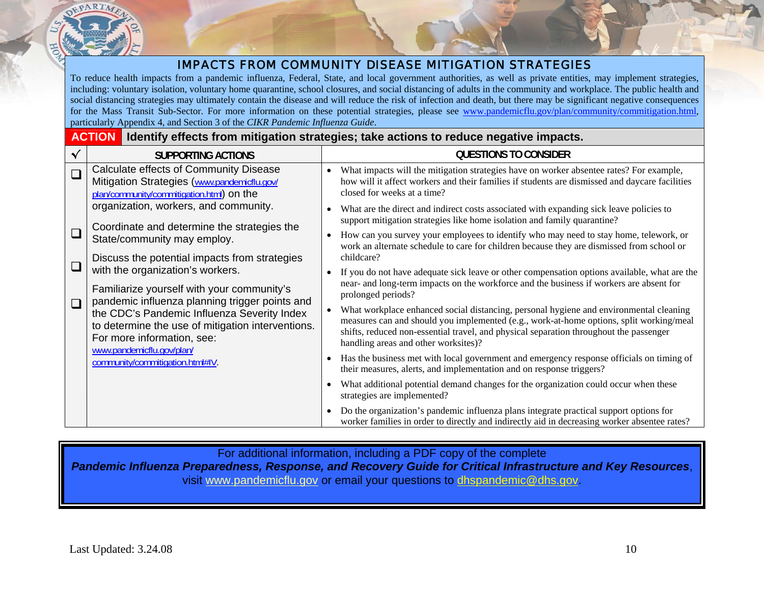## IMPACTS FROM COMMUNITY DISEASE MITIGATION STRATEGIES

To reduce health impacts from a pandemic influenza, Federal, State, and local government authorities, as well as private entities, may implement strategies, including: voluntary isolation, voluntary home quarantine, school closures, and social distancing of adults in the community and workplace. The public health and social distancing strategies may ultimately contain the disease and will reduce the risk of infection and death, but there may be significant negative consequences for the Mass Transit Sub-Sector. For more information on these potential strategies, please see www.pandemicflu.gov/plan/community/commitigation.html, particularly Appendix 4, and Section 3 of the *CIKR Pandemic Influenza Guide*.

**ACTION** **Identify effects from mitigation strategies; take actions to reduce negative impacts.**

| ✓ | SUPPORTING ACTIONS | QUESTIONS TO CONSIDER |
|---|---|---|
| ❑ | Calculate effects of Community Disease Mitigation Strategies (www.pandemicflu.gov/plan/community/commitigation.html) on the organization, workers, and community. | • What impacts will the mitigation strategies have on worker absentee rates? For example, how will it affect workers and their families if students are dismissed and daycare facilities closed for weeks at a time?<br>• What are the direct and indirect costs associated with expanding sick leave policies to support mitigation strategies like home isolation and family quarantine? |
| ❑ | Coordinate and determine the strategies the State/community may employ. | • How can you survey your employees to identify who may need to stay home, telework, or work an alternate schedule to care for children because they are dismissed from school or childcare? |
| ❑ | Discuss the potential impacts from strategies with the organization's workers. | • If you do not have adequate sick leave or other compensation options available, what are the near- and long-term impacts on the workforce and the business if workers are absent for prolonged periods? |
| ❑ | Familiarize yourself with your community's pandemic influenza planning trigger points and the CDC's Pandemic Influenza Severity Index to determine the use of mitigation interventions. For more information, see: www.pandemicflu.gov/plan/community/commitigation.html#IV. | • What workplace enhanced social distancing, personal hygiene and environmental cleaning measures can and should you implemented (e.g., work-at-home options, split working/meal shifts, reduced non-essential travel, and physical separation throughout the passenger handling areas and other worksites)?<br>• Has the business met with local government and emergency response officials on timing of their measures, alerts, and implementation and on response triggers?<br>• What additional potential demand changes for the organization could occur when these strategies are implemented?<br>• Do the organization's pandemic influenza plans integrate practical support options for worker families in order to directly and indirectly aid in decreasing worker absentee rates? |

For additional information, including a PDF copy of the complete
***Pandemic Influenza Preparedness, Response, and Recovery Guide for Critical Infrastructure and Key Resources***,
visit www.pandemicflu.gov or email your questions to dhspandemic@dhs.gov.

Last Updated: 3.24.08